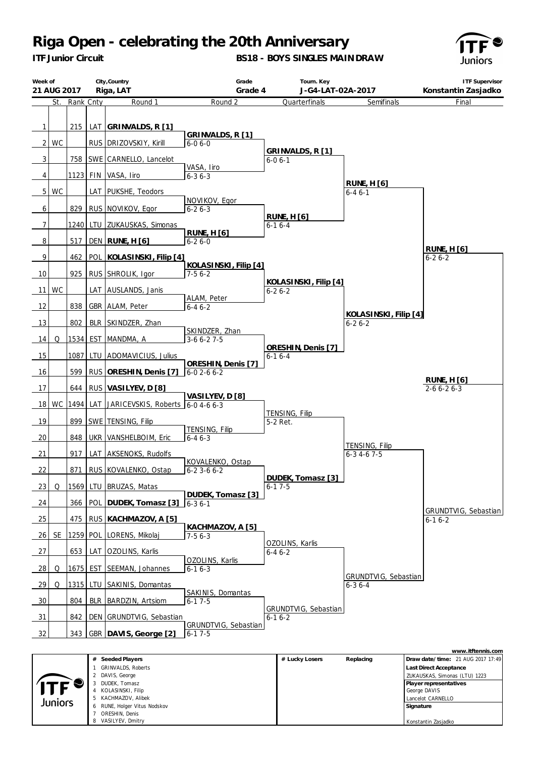# Riga Open - celebrating the 20th Anniversary

**ITF Junior Circuit**

**BS18 - BOYS SINGLES MAINDRAW**

| Week of | City,Country | Grade | Tourn. Key | ITF Supervisor |
|---|---|---|---|---|
| 21 AUG 2017 | Riga, LAT | Grade 4 | J-G4-LAT-02A-2017 | Konstantin Zasjadko |

| # | St. | Rank | Cnty | Round 1 | Round 2 | Quarterfinals | Semifinals | Final |
|---|---|---|---|---|---|---|---|---|
| 1 | | 215 | LAT | **GRINVALDS, R [1]** | | | | |
| | | | | | **GRINVALDS, R [1]** 6-0 6-0 | | | |
| 2 | WC | | RUS | DRIZOVSKIY, Kirill | | | | |
| | | | | | | **GRINVALDS, R [1]** 6-0 6-1 | | |
| 3 | | 758 | SWE | CARNELLO, Lancelot | | | | |
| | | | | | VASA, Iiro 6-3 6-3 | | | |
| 4 | | 1123 | FIN | VASA, Iiro | | | | |
| | | | | | | | **RUNE, H [6]** 6-4 6-1 | |
| 5 | WC | | LAT | PUKSHE, Teodors | | | | |
| | | | | | NOVIKOV, Egor 6-2 6-3 | | | |
| 6 | | 829 | RUS | NOVIKOV, Egor | | | | |
| | | | | | | **RUNE, H [6]** 6-1 6-4 | | |
| 7 | | 1240 | LTU | ZUKAUSKAS, Simonas | | | | |
| | | | | | **RUNE, H [6]** 6-2 6-0 | | | |
| 8 | | 517 | DEN | **RUNE, H [6]** | | | | |
| | | | | | | | | **RUNE, H [6]** 6-2 6-2 |
| 9 | | 462 | POL | **KOLASINSKI, Filip [4]** | | | | |
| | | | | | **KOLASINSKI, Filip [4]** 7-5 6-2 | | | |
| 10 | | 925 | RUS | SHROLIK, Igor | | | | |
| | | | | | | **KOLASINSKI, Filip [4]** 6-2 6-2 | | |
| 11 | WC | | LAT | AUSLANDS, Janis | | | | |
| | | | | | ALAM, Peter 6-4 6-2 | | | |
| 12 | | 838 | GBR | ALAM, Peter | | | | |
| | | | | | | | **KOLASINSKI, Filip [4]** 6-2 6-2 | |
| 13 | | 802 | BLR | SKINDZER, Zhan | | | | |
| | | | | | SKINDZER, Zhan 3-6 6-2 7-5 | | | |
| 14 | Q | 1534 | EST | MANDMA, A | | | | |
| | | | | | | **ORESHIN, Denis [7]** 6-1 6-4 | | |
| 15 | | 1087 | LTU | ADOMAVICIUS, Julius | | | | |
| | | | | | **ORESHIN, Denis [7]** 6-0 2-6 6-2 | | | |
| 16 | | 599 | RUS | **ORESHIN, Denis [7]** | | | | |
| | | | | | | | | **RUNE, H [6]** 2-6 6-2 6-3 |
| 17 | | 644 | RUS | **VASILYEV, D [8]** | | | | |
| | | | | | **VASILYEV, D [8]** 6-0 4-6 6-3 | | | |
| 18 | WC | 1494 | LAT | JARICEVSKIS, Roberts | | | | |
| | | | | | | TENSING, Filip 5-2 Ret. | | |
| 19 | | 899 | SWE | TENSING, Filip | | | | |
| | | | | | TENSING, Filip 6-4 6-3 | | | |
| 20 | | 848 | UKR | VANSHELBOIM, Eric | | | | |
| | | | | | | | TENSING, Filip 6-3 4-6 7-5 | |
| 21 | | 917 | LAT | AKSENOKS, Rudolfs | | | | |
| | | | | | KOVALENKO, Ostap 6-2 3-6 6-2 | | | |
| 22 | | 871 | RUS | KOVALENKO, Ostap | | | | |
| | | | | | | **DUDEK, Tomasz [3]** 6-1 7-5 | | |
| 23 | Q | 1569 | LTU | BRUZAS, Matas | | | | |
| | | | | | **DUDEK, Tomasz [3]** 6-3 6-1 | | | |
| 24 | | 366 | POL | **DUDEK, Tomasz [3]** | | | | |
| | | | | | | | | GRUNDTVIG, Sebastian 6-1 6-2 |
| 25 | | 475 | RUS | **KACHMAZOV, A [5]** | | | | |
| | | | | | **KACHMAZOV, A [5]** 7-5 6-3 | | | |
| 26 | SE | 1259 | POL | LORENS, Mikolaj | | | | |
| | | | | | | OZOLINS, Karlis 6-4 6-2 | | |
| 27 | | 653 | LAT | OZOLINS, Karlis | | | | |
| | | | | | OZOLINS, Karlis 6-1 6-3 | | | |
| 28 | Q | 1675 | EST | SEEMAN, Johannes | | | | |
| | | | | | | | GRUNDTVIG, Sebastian 6-3 6-4 | |
| 29 | Q | 1315 | LTU | SAKINIS, Domantas | | | | |
| | | | | | SAKINIS, Domantas 6-1 7-5 | | | |
| 30 | | 804 | BLR | BARDZIN, Artsiom | | | | |
| | | | | | | GRUNDTVIG, Sebastian 6-1 6-2 | | |
| 31 | | 842 | DEN | GRUNDTVIG, Sebastian | | | | |
| | | | | | GRUNDTVIG, Sebastian 6-1 7-5 | | | |
| 32 | | 343 | GBR | **DAVIS, George [2]** | | | | |

| # | Seeded Players |
|---|---|
| 1 | GRINVALDS, Roberts |
| 2 | DAVIS, George |
| 3 | DUDEK, Tomasz |
| 4 | KOLASINSKI, Filip |
| 5 | KACHMAZOV, Alibek |
| 6 | RUNE, Holger Vitus Nodskov |
| 7 | ORESHIN, Denis |
| 8 | VASILYEV, Dmitry |

| # Lucky Losers | Replacing |
|---|---|
| | |

www.itftennis.com

**Draw date/time:** 21 AUG 2017 17:49

**Last Direct Acceptance**
ZUKAUSKAS, Simonas (LTU) 1223

**Player representatives**
George DAVIS
Lancelot CARNELLO

**Signature**
Konstantin Zasjadko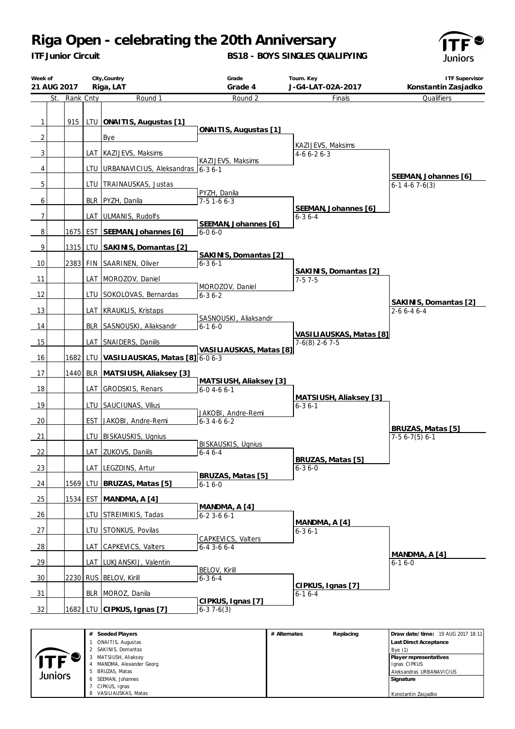# Riga Open - celebrating the 20th Anniversary

**ITF Junior Circuit**

**BS18 - BOYS SINGLES QUALIFYING**

| Week of | City,Country | Grade | Tourn. Key | ITF Supervisor |
|---|---|---|---|---|
| **21 AUG 2017** | **Riga, LAT** | **Grade 4** | **J-G4-LAT-02A-2017** | **Konstantin Zasjadko** |

| | St. | Rank | Cnty | Round 1 | Round 2 | Finals | Qualifiers |
|---|---|---|---|---|---|---|---|
| 1 | | 915 | LTU | **ONAITIS, Augustas [1]** | | | |
| | | | | | **ONAITIS, Augustas [1]** | | |
| 2 | | | | Bye | | | |
| | | | | | | KAZIJEVS, Maksims | |
| 3 | | | LAT | KAZIJEVS, Maksims | | 4-6 6-2 6-3 | |
| | | | | | KAZIJEVS, Maksims | | |
| 4 | | | LTU | URBANAVICIUS, Aleksandras | 6-3 6-1 | | |
| | | | | | | | **SEEMAN, Johannes [6]** |
| 5 | | | LTU | TRAINAUSKAS, Justas | | | 6-1 4-6 7-6(3) |
| | | | | | PYZH, Danila | | |
| 6 | | | BLR | PYZH, Danila | 7-5 1-6 6-3 | | |
| | | | | | | **SEEMAN, Johannes [6]** | |
| 7 | | | LAT | ULMANIS, Rudolfs | | 6-3 6-4 | |
| | | | | | **SEEMAN, Johannes [6]** | | |
| 8 | | 1675 | EST | **SEEMAN, Johannes [6]** | 6-0 6-0 | | |
| 9 | | 1315 | LTU | **SAKINIS, Domantas [2]** | | | |
| | | | | | **SAKINIS, Domantas [2]** | | |
| 10 | | 2383 | FIN | SAARINEN, Oliver | 6-3 6-1 | | |
| | | | | | | **SAKINIS, Domantas [2]** | |
| 11 | | | LAT | MOROZOV, Daniel | | 7-5 7-5 | |
| | | | | | MOROZOV, Daniel | | |
| 12 | | | LTU | SOKOLOVAS, Bernardas | 6-3 6-2 | | |
| | | | | | | | **SAKINIS, Domantas [2]** |
| 13 | | | LAT | KRAUKLIS, Kristaps | | | 2-6 6-4 6-4 |
| | | | | | SASNOUSKI, Aliaksandr | | |
| 14 | | | BLR | SASNOUSKI, Aliaksandr | 6-1 6-0 | | |
| | | | | | | **VASILIAUSKAS, Matas [8]** | |
| 15 | | | LAT | SNAIDERS, Daniils | | 7-6(8) 2-6 7-5 | |
| | | | | | **VASILIAUSKAS, Matas [8]** | | |
| 16 | | 1682 | LTU | **VASILIAUSKAS, Matas [8]** | 6-0 6-3 | | |
| 17 | | 1440 | BLR | **MATSIUSH, Aliaksey [3]** | | | |
| | | | | | **MATSIUSH, Aliaksey [3]** | | |
| 18 | | | LAT | GRODSKIS, Renars | 6-0 4-6 6-1 | | |
| | | | | | | **MATSIUSH, Aliaksey [3]** | |
| 19 | | | LTU | SAUCIUNAS, Vilius | | 6-3 6-1 | |
| | | | | | JAKOBI, Andre-Remi | | |
| 20 | | | EST | JAKOBI, Andre-Remi | 6-3 4-6 6-2 | | |
| | | | | | | | **BRUZAS, Matas [5]** |
| 21 | | | LTU | BISKAUSKIS, Ugnius | | | 7-5 6-7(5) 6-1 |
| | | | | | BISKAUSKIS, Ugnius | | |
| 22 | | | LAT | ZUKOVS, Daniils | 6-4 6-4 | | |
| | | | | | | **BRUZAS, Matas [5]** | |
| 23 | | | LAT | LEGZDINS, Artur | | 6-3 6-0 | |
| | | | | | **BRUZAS, Matas [5]** | | |
| 24 | | 1569 | LTU | **BRUZAS, Matas [5]** | 6-1 6-0 | | |
| 25 | | 1534 | EST | **MANDMA, A [4]** | | | |
| | | | | | **MANDMA, A [4]** | | |
| 26 | | | LTU | STREIMIKIS, Tadas | 6-2 3-6 6-1 | | |
| | | | | | | **MANDMA, A [4]** | |
| 27 | | | LTU | STONKUS, Povilas | | 6-3 6-1 | |
| | | | | | CAPKEVICS, Valters | | |
| 28 | | | LAT | CAPKEVICS, Valters | 6-4 3-6 6-4 | | |
| | | | | | | | **MANDMA, A [4]** |
| 29 | | | LAT | LUKJANSKIJ, Valentin | | | 6-1 6-0 |
| | | | | | BELOV, Kirill | | |
| 30 | | 2230 | RUS | BELOV, Kirill | 6-3 6-4 | | |
| | | | | | | **CIPKUS, Ignas [7]** | |
| 31 | | | BLR | MOROZ, Danila | | 6-1 6-4 | |
| | | | | | **CIPKUS, Ignas [7]** | | |
| 32 | | 1682 | LTU | **CIPKUS, Ignas [7]** | 6-3 7-6(3) | | |

| # | Seeded Players | # Alternates | Replacing | |
|---|---|---|---|---|
| 1 | ONAITIS, Augustas | | | **Draw date/time:** 19 AUG 2017 18:11 |
| 2 | SAKINIS, Domantas | | | **Last Direct Acceptance** |
| 3 | MATSIUSH, Aliaksey | | | Bye (1) |
| 4 | MANDMA, Alexander Georg | | | **Player representatives** |
| 5 | BRUZAS, Matas | | | Ignas CIPKUS |
| 6 | SEEMAN, Johannes | | | Aleksandras URBANAVICIUS |
| 7 | CIPKUS, Ignas | | | **Signature** |
| 8 | VASILIAUSKAS, Matas | | | Konstantin Zasjadko |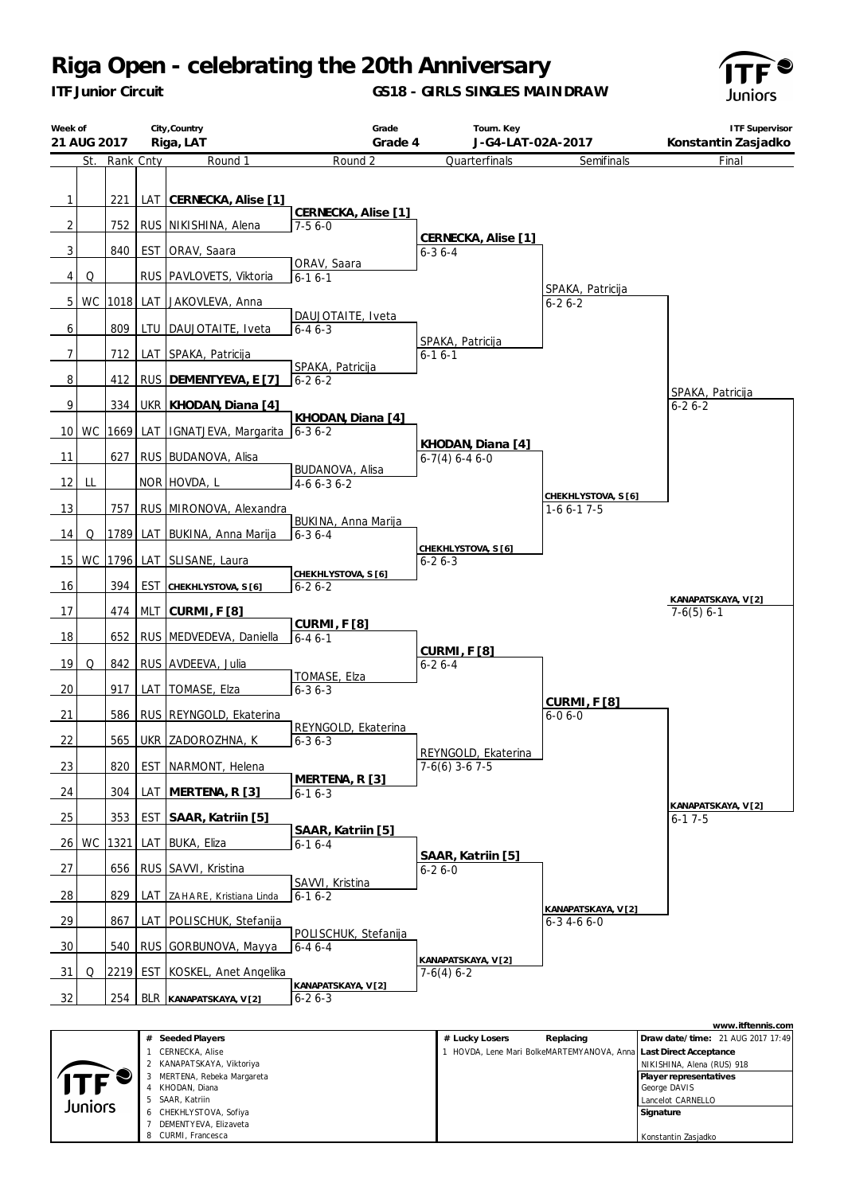# Riga Open - celebrating the 20th Anniversary

**ITF Junior Circuit**

**GS18 - GIRLS SINGLES MAINDRAW**

| Week of | City,Country | Grade | Tourn. Key | ITF Supervisor |
|---|---|---|---|---|
| 21 AUG 2017 | Riga, LAT | Grade 4 | J-G4-LAT-02A-2017 | Konstantin Zasjadko |

| | St. | Rank | Cnty | Round 1 | Round 2 | Quarterfinals | Semifinals | Final |
|---|---|---|---|---|---|---|---|---|
| 1 | | 221 | LAT | **CERNECKA, Alise [1]** | | | | |
| | | | | | **CERNECKA, Alise [1]** 7-5 6-0 | | | |
| 2 | | 752 | RUS | NIKISHINA, Alena | | | | |
| | | | | | | **CERNECKA, Alise [1]** 6-3 6-4 | | |
| 3 | | 840 | EST | ORAV, Saara | | | | |
| | | | | | ORAV, Saara 6-1 6-1 | | | |
| 4 | Q | | RUS | PAVLOVETS, Viktoria | | | | |
| | | | | | | | SPAKA, Patricija 6-2 6-2 | |
| 5 | WC | 1018 | LAT | JAKOVLEVA, Anna | | | | |
| | | | | | DAUJOTAITE, Iveta 6-4 6-3 | | | |
| 6 | | 809 | LTU | DAUJOTAITE, Iveta | | | | |
| | | | | | | SPAKA, Patricija 6-1 6-1 | | |
| 7 | | 712 | LAT | SPAKA, Patricija | | | | |
| | | | | | SPAKA, Patricija 6-2 6-2 | | | |
| 8 | | 412 | RUS | **DEMENTYEVA, E [7]** | | | | |
| | | | | | | | | SPAKA, Patricija 6-2 6-2 |
| 9 | | 334 | UKR | **KHODAN, Diana [4]** | | | | |
| | | | | | **KHODAN, Diana [4]** 6-3 6-2 | | | |
| 10 | WC | 1669 | LAT | IGNATJEVA, Margarita | | | | |
| | | | | | | **KHODAN, Diana [4]** 6-7(4) 6-4 6-0 | | |
| 11 | | 627 | RUS | BUDANOVA, Alisa | | | | |
| | | | | | BUDANOVA, Alisa 4-6 6-3 6-2 | | | |
| 12 | LL | | NOR | HOVDA, L | | | | |
| | | | | | | | **CHEKHLYSTOVA, S [6]** 1-6 6-1 7-5 | |
| 13 | | 757 | RUS | MIRONOVA, Alexandra | | | | |
| | | | | | BUKINA, Anna Marija 6-3 6-4 | | | |
| 14 | Q | 1789 | LAT | BUKINA, Anna Marija | | | | |
| | | | | | | **CHEKHLYSTOVA, S [6]** 6-2 6-3 | | |
| 15 | WC | 1796 | LAT | SLISANE, Laura | | | | |
| | | | | | **CHEKHLYSTOVA, S [6]** 6-2 6-2 | | | |
| 16 | | 394 | EST | **CHEKHLYSTOVA, S [6]** | | | | |
| | | | | | | | | **KANAPATSKAYA, V [2]** 7-6(5) 6-1 |
| 17 | | 474 | MLT | **CURMI, F [8]** | | | | |
| | | | | | **CURMI, F [8]** 6-4 6-1 | | | |
| 18 | | 652 | RUS | MEDVEDEVA, Daniella | | | | |
| | | | | | | **CURMI, F [8]** 6-2 6-4 | | |
| 19 | Q | 842 | RUS | AVDEEVA, Julia | | | | |
| | | | | | TOMASE, Elza 6-3 6-3 | | | |
| 20 | | 917 | LAT | TOMASE, Elza | | | | |
| | | | | | | | **CURMI, F [8]** 6-0 6-0 | |
| 21 | | 586 | RUS | REYNGOLD, Ekaterina | | | | |
| | | | | | REYNGOLD, Ekaterina 6-3 6-3 | | | |
| 22 | | 565 | UKR | ZADOROZHNA, K | | | | |
| | | | | | | REYNGOLD, Ekaterina 7-6(6) 3-6 7-5 | | |
| 23 | | 820 | EST | NARMONT, Helena | | | | |
| | | | | | **MERTENA, R [3]** 6-1 6-3 | | | |
| 24 | | 304 | LAT | **MERTENA, R [3]** | | | | |
| | | | | | | | | **KANAPATSKAYA, V [2]** 6-1 7-5 |
| 25 | | 353 | EST | **SAAR, Katriin [5]** | | | | |
| | | | | | **SAAR, Katriin [5]** 6-1 6-4 | | | |
| 26 | WC | 1321 | LAT | BUKA, Eliza | | | | |
| | | | | | | **SAAR, Katriin [5]** 6-2 6-0 | | |
| 27 | | 656 | RUS | SAVVI, Kristina | | | | |
| | | | | | SAVVI, Kristina 6-1 6-2 | | | |
| 28 | | 829 | LAT | ZAHARE, Kristiana Linda | | | | |
| | | | | | | | **KANAPATSKAYA, V [2]** 6-3 4-6 6-0 | |
| 29 | | 867 | LAT | POLISCHUK, Stefanija | | | | |
| | | | | | POLISCHUK, Stefanija 6-4 6-4 | | | |
| 30 | | 540 | RUS | GORBUNOVA, Mayya | | | | |
| | | | | | | **KANAPATSKAYA, V [2]** 7-6(4) 6-2 | | |
| 31 | Q | 2219 | EST | KOSKEL, Anet Angelika | | | | |
| | | | | | **KANAPATSKAYA, V [2]** 6-2 6-3 | | | |
| 32 | | 254 | BLR | **KANAPATSKAYA, V [2]** | | | | |

www.itftennis.com

| # | Seeded Players |
|---|---|
| 1 | CERNECKA, Alise |
| 2 | KANAPATSKAYA, Viktoriya |
| 3 | MERTENA, Rebeka Margareta |
| 4 | KHODAN, Diana |
| 5 | SAAR, Katriin |
| 6 | CHEKHLYSTOVA, Sofiya |
| 7 | DEMENTYEVA, Elizaveta |
| 8 | CURMI, Francesca |

| # | Lucky Losers | Replacing |
|---|---|---|
| 1 | HOVDA, Lene Mari Bolke | MARTEMYANOVA, Anna |

**Draw date/time:** 21 AUG 2017 17:49

**Last Direct Acceptance**
NIKISHINA, Alena (RUS) 918

**Player representatives**
George DAVIS
Lancelot CARNELLO

**Signature**
Konstantin Zasjadko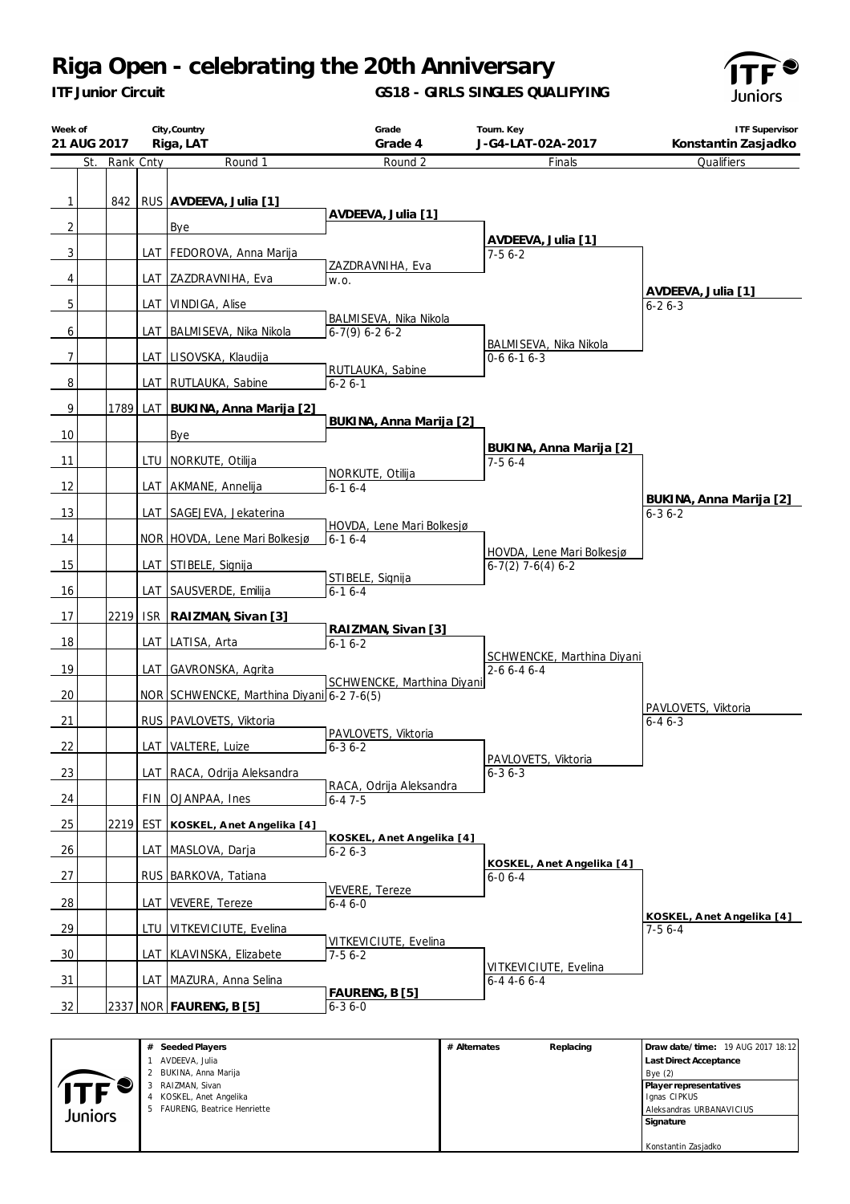# Riga Open - celebrating the 20th Anniversary

**ITF Junior Circuit**

**GS18 - GIRLS SINGLES QUALIFYING**

| Week of | City,Country | Grade | Tourn. Key | ITF Supervisor |
|---|---|---|---|---|
| 21 AUG 2017 | Riga, LAT | Grade 4 | J-G4-LAT-02A-2017 | Konstantin Zasjadko |

| # | St. | Rank | Cnty | Round 1 | Round 2 | Finals | Qualifiers |
|---|---|---|---|---|---|---|---|
| 1 | | 842 | RUS | **AVDEEVA, Julia [1]** | **AVDEEVA, Julia [1]** | **AVDEEVA, Julia [1]** 7-5 6-2 | **AVDEEVA, Julia [1]** 6-2 6-3 |
| 2 | | | | Bye | | | |
| 3 | | | LAT | FEDOROVA, Anna Marija | ZAZDRAVNIHA, Eva w.o. | | |
| 4 | | | LAT | ZAZDRAVNIHA, Eva | | | |
| 5 | | | LAT | VINDIGA, Alise | BALMISEVA, Nika Nikola 6-7(9) 6-2 6-2 | BALMISEVA, Nika Nikola 0-6 6-1 6-3 | |
| 6 | | | LAT | BALMISEVA, Nika Nikola | | | |
| 7 | | | LAT | LISOVSKA, Klaudija | RUTLAUKA, Sabine 6-2 6-1 | | |
| 8 | | | LAT | RUTLAUKA, Sabine | | | |
| 9 | | 1789 | LAT | **BUKINA, Anna Marija [2]** | **BUKINA, Anna Marija [2]** | **BUKINA, Anna Marija [2]** 7-5 6-4 | **BUKINA, Anna Marija [2]** 6-3 6-2 |
| 10 | | | | Bye | | | |
| 11 | | | LTU | NORKUTE, Otilija | NORKUTE, Otilija 6-1 6-4 | | |
| 12 | | | LAT | AKMANE, Annelija | | | |
| 13 | | | LAT | SAGEJEVA, Jekaterina | HOVDA, Lene Mari Bolkesjø 6-1 6-4 | HOVDA, Lene Mari Bolkesjø 6-7(2) 7-6(4) 6-2 | |
| 14 | | | NOR | HOVDA, Lene Mari Bolkesjø | | | |
| 15 | | | LAT | STIBELE, Signija | STIBELE, Signija 6-1 6-4 | | |
| 16 | | | LAT | SAUSVERDE, Emilija | | | |
| 17 | | 2219 | ISR | **RAIZMAN, Sivan [3]** | **RAIZMAN, Sivan [3]** 6-1 6-2 | SCHWENCKE, Marthina Diyani 2-6 6-4 6-4 | PAVLOVETS, Viktoria 6-4 6-3 |
| 18 | | | LAT | LATISA, Arta | | | |
| 19 | | | LAT | GAVRONSKA, Agrita | SCHWENCKE, Marthina Diyani 6-2 7-6(5) | | |
| 20 | | | NOR | SCHWENCKE, Marthina Diyani | | | |
| 21 | | | RUS | PAVLOVETS, Viktoria | PAVLOVETS, Viktoria 6-3 6-2 | PAVLOVETS, Viktoria 6-3 6-3 | |
| 22 | | | LAT | VALTERE, Luize | | | |
| 23 | | | LAT | RACA, Odrija Aleksandra | RACA, Odrija Aleksandra 6-4 7-5 | | |
| 24 | | | FIN | OJANPAA, Ines | | | |
| 25 | | 2219 | EST | **KOSKEL, Anet Angelika [4]** | **KOSKEL, Anet Angelika [4]** 6-2 6-3 | **KOSKEL, Anet Angelika [4]** 6-0 6-4 | **KOSKEL, Anet Angelika [4]** 7-5 6-4 |
| 26 | | | LAT | MASLOVA, Darja | | | |
| 27 | | | RUS | BARKOVA, Tatiana | VEVERE, Tereze 6-4 6-0 | | |
| 28 | | | LAT | VEVERE, Tereze | | | |
| 29 | | | LTU | VITKEVICIUTE, Evelina | VITKEVICIUTE, Evelina 7-5 6-2 | VITKEVICIUTE, Evelina 6-4 4-6 6-4 | |
| 30 | | | LAT | KLAVINSKA, Elizabete | | | |
| 31 | | | LAT | MAZURA, Anna Selina | **FAURENG, B [5]** 6-3 6-0 | | |
| 32 | | 2337 | NOR | **FAURENG, B [5]** | | | |

| # | Seeded Players | # Alternates | Replacing |
|---|---|---|---|
| 1 | AVDEEVA, Julia | | |
| 2 | BUKINA, Anna Marija | | |
| 3 | RAIZMAN, Sivan | | |
| 4 | KOSKEL, Anet Angelika | | |
| 5 | FAURENG, Beatrice Henriette | | |

**Draw date/time:** 19 AUG 2017 18:12

**Last Direct Acceptance**
Bye (2)

**Player representatives**
Ignas CIPKUS
Aleksandras URBANAVICIUS

**Signature**

Konstantin Zasjadko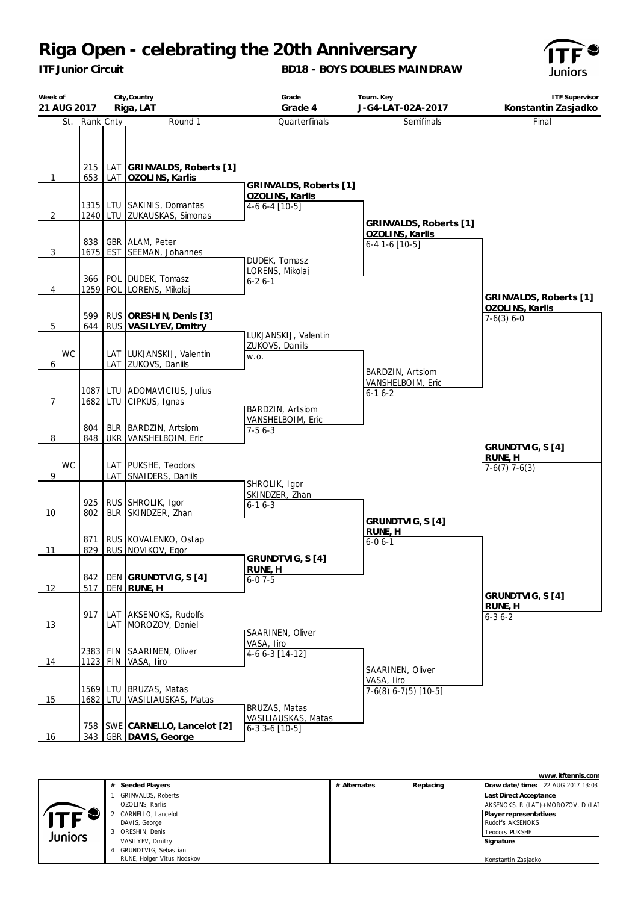# Riga Open - celebrating the 20th Anniversary

**ITF Junior Circuit**

**BD18 - BOYS DOUBLES MAIN DRAW**

| Week of | City,Country | Grade | Tourn. Key | ITF Supervisor |
|---|---|---|---|---|
| 21 AUG 2017 | Riga, LAT | Grade 4 | J-G4-LAT-02A-2017 | Konstantin Zasjadko |

| | St. | Rank | Cnty | Round 1 | Quarterfinals | Semifinals | Final |
|---|---|---|---|---|---|---|---|
| 1 | | 215 / 653 | LAT / LAT | **GRINVALDS, Roberts [1]** / **OZOLINS, Karlis** | **GRINVALDS, Roberts [1]** / **OZOLINS, Karlis** 4-6 6-4 [10-5] | **GRINVALDS, Roberts [1]** / **OZOLINS, Karlis** 6-4 1-6 [10-5] | **GRINVALDS, Roberts [1]** / **OZOLINS, Karlis** 7-6(3) 6-0 |
| 2 | | 1315 / 1240 | LTU / LTU | SAKINIS, Domantas / ZUKAUSKAS, Simonas | | | |
| 3 | | 838 / 1675 | GBR / EST | ALAM, Peter / SEEMAN, Johannes | DUDEK, Tomasz / LORENS, Mikolaj 6-2 6-1 | | |
| 4 | | 366 / 1259 | POL / POL | DUDEK, Tomasz / LORENS, Mikolaj | | | |
| 5 | | 599 / 644 | RUS / RUS | **ORESHIN, Denis [3]** / **VASILYEV, Dmitry** | LUKJANSKIJ, Valentin / ZUKOVS, Daniils w.o. | BARDZIN, Artsiom / VANSHELBOIM, Eric 6-1 6-2 | |
| 6 | WC | | LAT / LAT | LUKJANSKIJ, Valentin / ZUKOVS, Daniils | | | |
| 7 | | 1087 / 1682 | LTU / LTU | ADOMAVICIUS, Julius / CIPKUS, Ignas | BARDZIN, Artsiom / VANSHELBOIM, Eric 7-5 6-3 | | |
| 8 | | 804 / 848 | BLR / UKR | BARDZIN, Artsiom / VANSHELBOIM, Eric | | | **GRUNDTVIG, S [4]** / **RUNE, H** 7-6(7) 7-6(3) |
| 9 | WC | | LAT / LAT | PUKSHE, Teodors / SNAIDERS, Daniils | SHROLIK, Igor / SKINDZER, Zhan 6-1 6-3 | **GRUNDTVIG, S [4]** / **RUNE, H** 6-0 6-1 | |
| 10 | | 925 / 802 | RUS / BLR | SHROLIK, Igor / SKINDZER, Zhan | | | |
| 11 | | 871 / 829 | RUS / RUS | KOVALENKO, Ostap / NOVIKOV, Egor | **GRUNDTVIG, S [4]** / **RUNE, H** 6-0 7-5 | | |
| 12 | | 842 / 517 | DEN / DEN | **GRUNDTVIG, S [4]** / **RUNE, H** | | | **GRUNDTVIG, S [4]** / **RUNE, H** 6-3 6-2 |
| 13 | | 917 | LAT / LAT | AKSENOKS, Rudolfs / MOROZOV, Daniel | SAARINEN, Oliver / VASA, Iiro 4-6 6-3 [14-12] | SAARINEN, Oliver / VASA, Iiro 7-6(8) 6-7(5) [10-5] | |
| 14 | | 2383 / 1123 | FIN / FIN | SAARINEN, Oliver / VASA, Iiro | | | |
| 15 | | 1569 / 1682 | LTU / LTU | BRUZAS, Matas / VASILIAUSKAS, Matas | BRUZAS, Matas / VASILIAUSKAS, Matas 6-3 3-6 [10-5] | | |
| 16 | | 758 / 343 | SWE / GBR | **CARNELLO, Lancelot [2]** / **DAVIS, George** | | | |

| # | Seeded Players | # Alternates | Replacing | |
|---|---|---|---|---|
| 1 | GRINVALDS, Roberts / OZOLINS, Karlis | | | **Draw date/time:** 22 AUG 2017 13:03 |
| 2 | CARNELLO, Lancelot / DAVIS, George | | | **Last Direct Acceptance**: AKSENOKS, R (LAT)+MOROZOV, D (LAT) |
| 3 | ORESHIN, Denis / VASILYEV, Dmitry | | | **Player representatives**: Rudolfs AKSENOKS, Teodors PUKSHE |
| 4 | GRUNDTVIG, Sebastian / RUNE, Holger Vitus Nodskov | | | **Signature**: Konstantin Zasjadko |

www.itftennis.com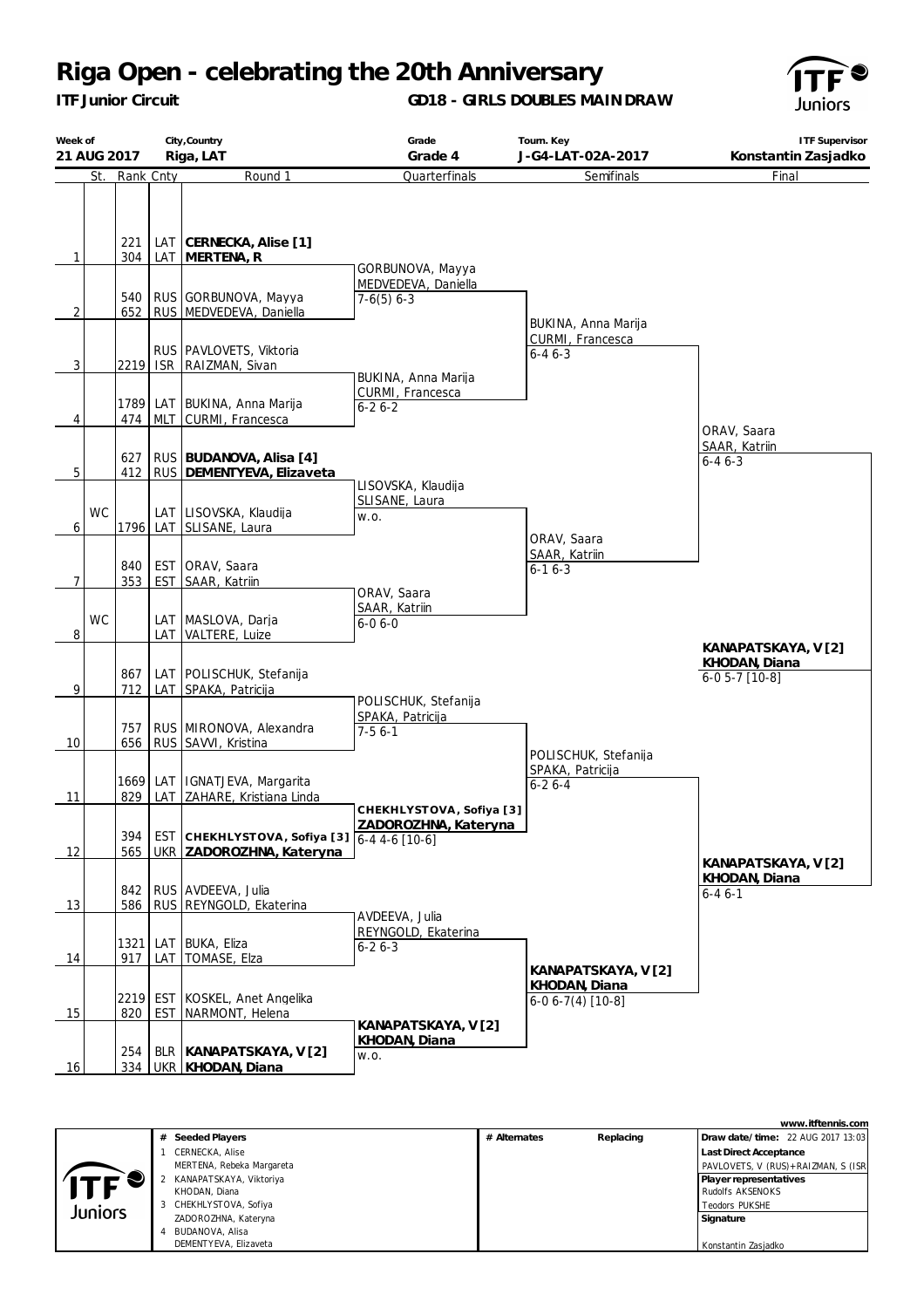# Riga Open - celebrating the 20th Anniversary

**ITF Junior Circuit**

**GD18 - GIRLS DOUBLES MAIN DRAW**

| Week of | City,Country | Grade | Tourn. Key | ITF Supervisor |
|---|---|---|---|---|
| 21 AUG 2017 | Riga, LAT | Grade 4 | J-G4-LAT-02A-2017 | Konstantin Zasjadko |

## Round 1

| | St. | Rank | Cnty | Round 1 |
|---|---|---|---|---|
| 1 | | 221 | LAT | **CERNECKA, Alise [1]** |
| | | 304 | LAT | **MERTENA, R** |
| 2 | | 540 | RUS | GORBUNOVA, Mayya |
| | | 652 | RUS | MEDVEDEVA, Daniella |
| 3 | | | RUS | PAVLOVETS, Viktoria |
| | | 2219 | ISR | RAIZMAN, Sivan |
| 4 | | 1789 | LAT | BUKINA, Anna Marija |
| | | 474 | MLT | CURMI, Francesca |
| 5 | | 627 | RUS | **BUDANOVA, Alisa [4]** |
| | | 412 | RUS | **DEMENTYEVA, Elizaveta** |
| 6 | WC | | LAT | LISOVSKA, Klaudija |
| | | 1796 | LAT | SLISANE, Laura |
| 7 | | 840 | EST | ORAV, Saara |
| | | 353 | EST | SAAR, Katriin |
| 8 | WC | | LAT | MASLOVA, Darja |
| | | | LAT | VALTERE, Luize |
| 9 | | 867 | LAT | POLISCHUK, Stefanija |
| | | 712 | LAT | SPAKA, Patricija |
| 10 | | 757 | RUS | MIRONOVA, Alexandra |
| | | 656 | RUS | SAVVI, Kristina |
| 11 | | 1669 | LAT | IGNATJEVA, Margarita |
| | | 829 | LAT | ZAHARE, Kristiana Linda |
| 12 | | 394 | EST | **CHEKHLYSTOVA, Sofiya [3]** |
| | | 565 | UKR | **ZADOROZHNA, Kateryna** |
| 13 | | 842 | RUS | AVDEEVA, Julia |
| | | 586 | RUS | REYNGOLD, Ekaterina |
| 14 | | 1321 | LAT | BUKA, Eliza |
| | | 917 | LAT | TOMASE, Elza |
| 15 | | 2219 | EST | KOSKEL, Anet Angelika |
| | | 820 | EST | NARMONT, Helena |
| 16 | | 254 | BLR | **KANAPATSKAYA, V [2]** |
| | | 334 | UKR | **KHODAN, Diana** |

## Quarterfinals

- GORBUNOVA, Mayya / MEDVEDEVA, Daniella — 7-6(5) 6-3
- BUKINA, Anna Marija / CURMI, Francesca — 6-2 6-2
- LISOVSKA, Klaudija / SLISANE, Laura — w.o.
- ORAV, Saara / SAAR, Katriin — 6-0 6-0
- POLISCHUK, Stefanija / SPAKA, Patricija — 7-5 6-1
- **CHEKHLYSTOVA, Sofiya [3] / ZADOROZHNA, Kateryna** — 6-4 4-6 [10-6]
- AVDEEVA, Julia / REYNGOLD, Ekaterina — 6-2 6-3
- **KANAPATSKAYA, V [2] / KHODAN, Diana** — w.o.

## Semifinals

- BUKINA, Anna Marija / CURMI, Francesca — 6-4 6-3
- ORAV, Saara / SAAR, Katriin — 6-1 6-3
- POLISCHUK, Stefanija / SPAKA, Patricija — 6-2 6-4
- **KANAPATSKAYA, V [2] / KHODAN, Diana** — 6-0 6-7(4) [10-8]

## Final

- ORAV, Saara / SAAR, Katriin — 6-4 6-3
- **KANAPATSKAYA, V [2] / KHODAN, Diana** — 6-4 6-1

## Winner

**KANAPATSKAYA, V [2] / KHODAN, Diana** — 6-0 5-7 [10-8]

---

| # | Seeded Players | # Alternates | Replacing |
|---|---|---|---|
| 1 | CERNECKA, Alise / MERTENA, Rebeka Margareta | | |
| 2 | KANAPATSKAYA, Viktoriya / KHODAN, Diana | | |
| 3 | CHEKHLYSTOVA, Sofiya / ZADOROZHNA, Kateryna | | |
| 4 | BUDANOVA, Alisa / DEMENTYEVA, Elizaveta | | |

www.itftennis.com

**Draw date/time:** 22 AUG 2017 13:03

**Last Direct Acceptance**
PAVLOVETS, V (RUS)+RAIZMAN, S (ISR

**Player representatives**
Rudolfs AKSENOKS
Teodors PUKSHE

**Signature**

Konstantin Zasjadko